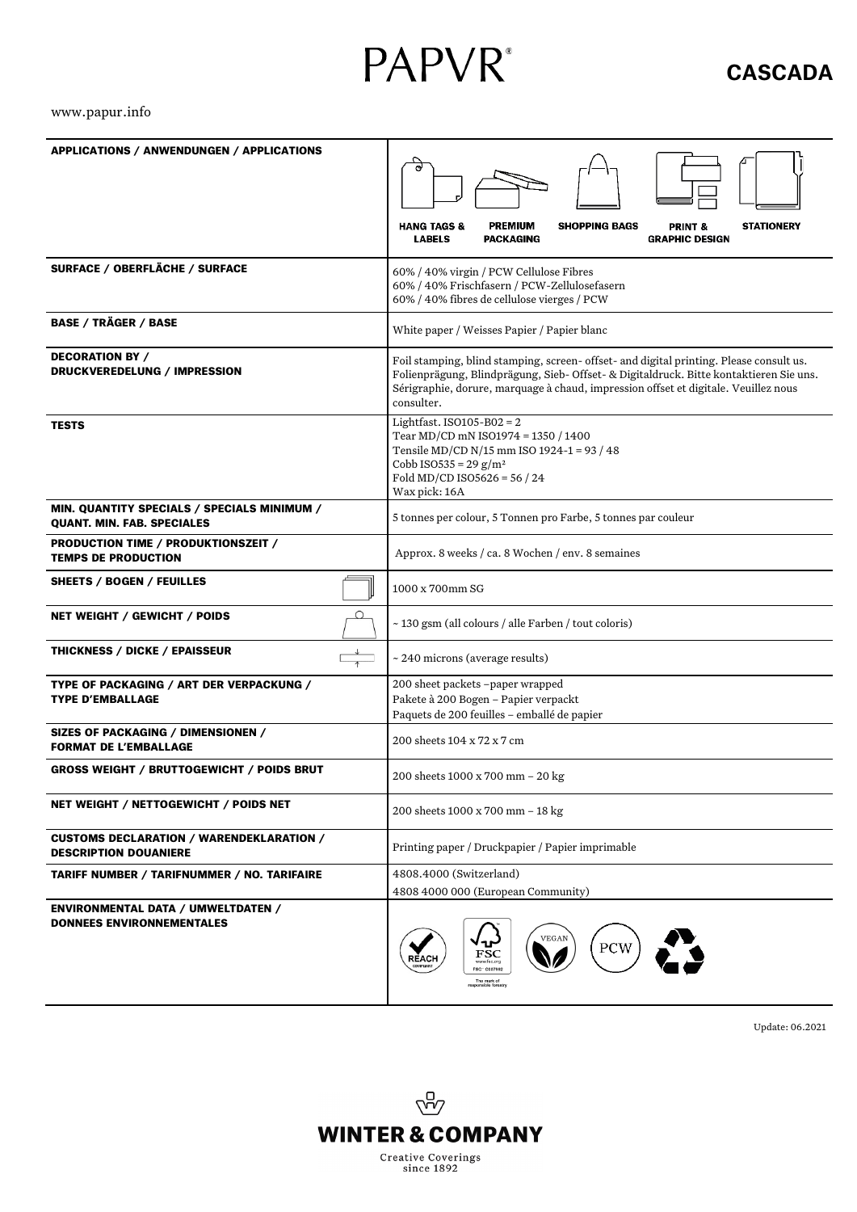# PAPVR®

## CASCADA

www.papur.info

| | |
|---|---|
| **APPLICATIONS / ANWENDUNGEN / APPLICATIONS** | HANG TAGS & LABELS, PREMIUM PACKAGING, SHOPPING BAGS, PRINT & GRAPHIC DESIGN, STATIONERY |
| **SURFACE / OBERFLÄCHE / SURFACE** | 60% / 40% virgin / PCW Cellulose Fibres<br>60% / 40% Frischfasern / PCW-Zellulosefasern<br>60% / 40% fibres de cellulose vierges / PCW |
| **BASE / TRÄGER / BASE** | White paper / Weisses Papier / Papier blanc |
| **DECORATION BY / DRUCKVEREDELUNG / IMPRESSION** | Foil stamping, blind stamping, screen- offset- and digital printing. Please consult us.<br>Folienprägung, Blindprägung, Sieb- Offset- & Digitaldruck. Bitte kontaktieren Sie uns.<br>Sérigraphie, dorure, marquage à chaud, impression offset et digitale. Veuillez nous consulter. |
| **TESTS** | Lightfast. ISO105-B02 = 2<br>Tear MD/CD mN ISO1974 = 1350 / 1400<br>Tensile MD/CD N/15 mm ISO 1924-1 = 93 / 48<br>Cobb ISO535 = 29 g/m²<br>Fold MD/CD ISO5626 = 56 / 24<br>Wax pick: 16A |
| **MIN. QUANTITY SPECIALS / SPECIALS MINIMUM / QUANT. MIN. FAB. SPECIALES** | 5 tonnes per colour, 5 Tonnen pro Farbe, 5 tonnes par couleur |
| **PRODUCTION TIME / PRODUKTIONSZEIT / TEMPS DE PRODUCTION** | Approx. 8 weeks / ca. 8 Wochen / env. 8 semaines |
| **SHEETS / BOGEN / FEUILLES** | 1000 x 700mm SG |
| **NET WEIGHT / GEWICHT / POIDS** | ~ 130 gsm (all colours / alle Farben / tout coloris) |
| **THICKNESS / DICKE / EPAISSEUR** | ~ 240 microns (average results) |
| **TYPE OF PACKAGING / ART DER VERPACKUNG / TYPE D'EMBALLAGE** | 200 sheet packets –paper wrapped<br>Pakete à 200 Bogen – Papier verpackt<br>Paquets de 200 feuilles – emballé de papier |
| **SIZES OF PACKAGING / DIMENSIONEN / FORMAT DE L'EMBALLAGE** | 200 sheets 104 x 72 x 7 cm |
| **GROSS WEIGHT / BRUTTOGEWICHT / POIDS BRUT** | 200 sheets 1000 x 700 mm – 20 kg |
| **NET WEIGHT / NETTOGEWICHT / POIDS NET** | 200 sheets 1000 x 700 mm – 18 kg |
| **CUSTOMS DECLARATION / WARENDEKLARATION / DESCRIPTION DOUANIERE** | Printing paper / Druckpapier / Papier imprimable |
| **TARIFF NUMBER / TARIFNUMMER / NO. TARIFAIRE** | 4808.4000 (Switzerland)<br>4808 4000 000 (European Community) |
| **ENVIRONMENTAL DATA / UMWELTDATEN / DONNEES ENVIRONNEMENTALES** | REACH COMPLIANT, FSC www.fsc.org FSC® C007692 The mark of responsible forestry, VEGAN, PCW |

Update: 06.2021

**WINTER & COMPANY**

Creative Coverings since 1892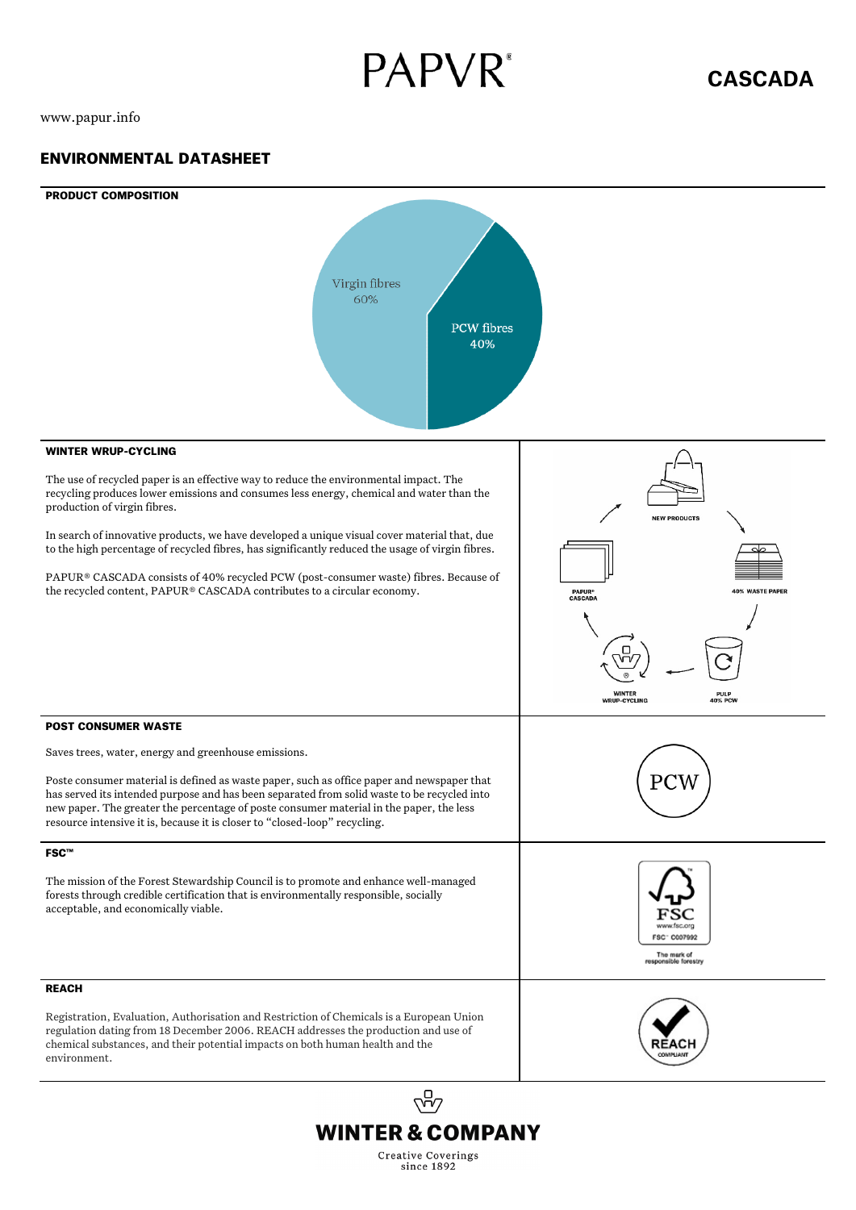# PAPVR®

## CASCADA

www.papur.info

## ENVIRONMENTAL DATASHEET

### PRODUCT COMPOSITION

Virgin fibres 60%

PCW fibres 40%

### WINTER WRUP-CYCLING

The use of recycled paper is an effective way to reduce the environmental impact. The recycling produces lower emissions and consumes less energy, chemical and water than the production of virgin fibres.

In search of innovative products, we have developed a unique visual cover material that, due to the high percentage of recycled fibres, has significantly reduced the usage of virgin fibres.

PAPUR® CASCADA consists of 40% recycled PCW (post-consumer waste) fibres. Because of the recycled content, PAPUR® CASCADA contributes to a circular economy.

NEW PRODUCTS → 40% WASTE PAPER → PULP 40% PCW → WINTER WRUP-CYCLING → PAPUR® CASCADA → NEW PRODUCTS

### POST CONSUMER WASTE

Saves trees, water, energy and greenhouse emissions.

Poste consumer material is defined as waste paper, such as office paper and newspaper that has served its intended purpose and has been separated from solid waste to be recycled into new paper. The greater the percentage of poste consumer material in the paper, the less resource intensive it is, because it is closer to "closed-loop" recycling.

PCW

### FSC™

The mission of the Forest Stewardship Council is to promote and enhance well-managed forests through credible certification that is environmentally responsible, socially acceptable, and economically viable.

FSC www.fsc.org FSC™ C007992 The mark of responsible forestry

### REACH

Registration, Evaluation, Authorisation and Restriction of Chemicals is a European Union regulation dating from 18 December 2006. REACH addresses the production and use of chemical substances, and their potential impacts on both human health and the environment.

REACH COMPLIANT

**WINTER & COMPANY**

Creative Coverings since 1892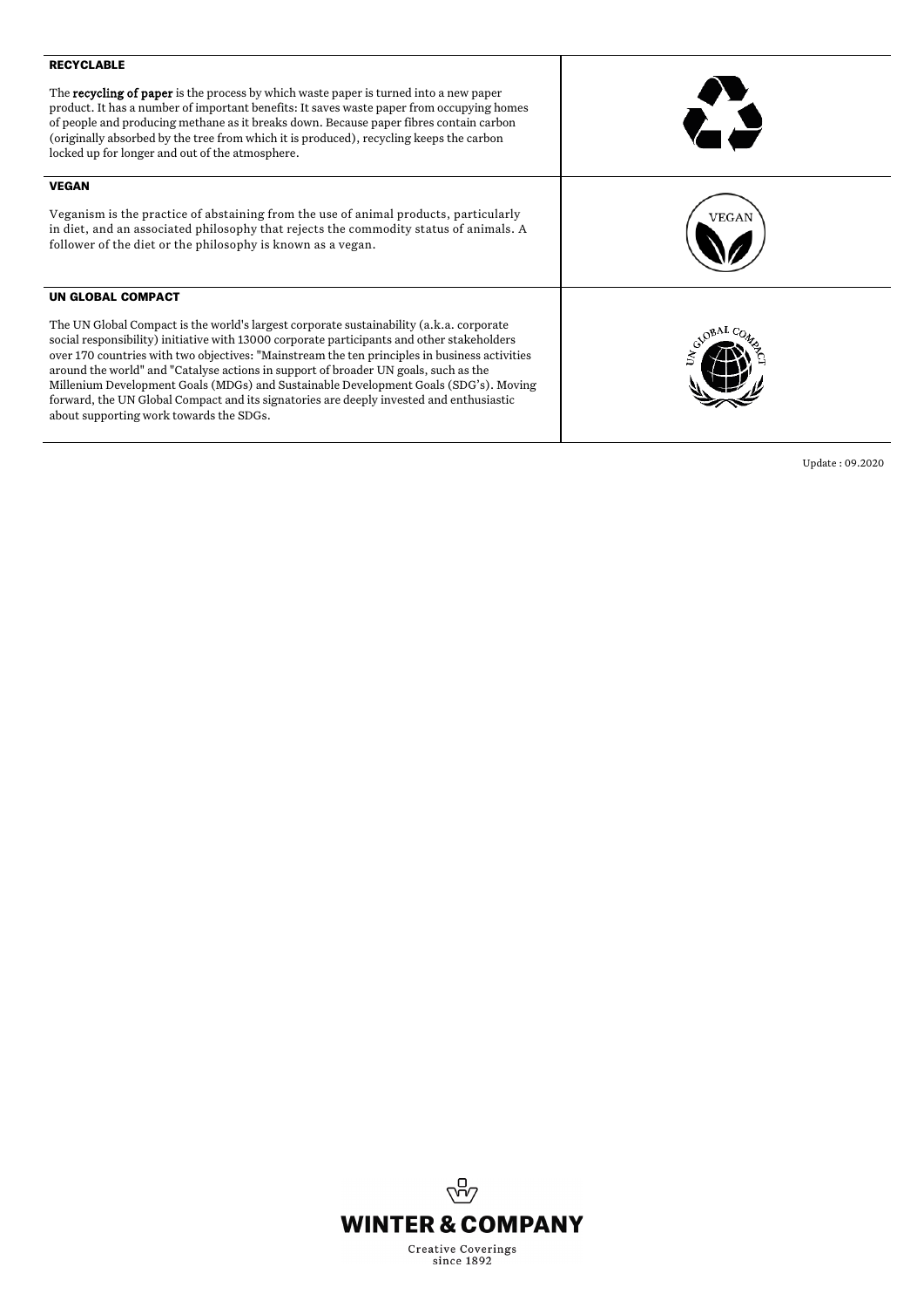### RECYCLABLE

The **recycling of paper** is the process by which waste paper is turned into a new paper product. It has a number of important benefits: It saves waste paper from occupying homes of people and producing methane as it breaks down. Because paper fibres contain carbon (originally absorbed by the tree from which it is produced), recycling keeps the carbon locked up for longer and out of the atmosphere.

### VEGAN

Veganism is the practice of abstaining from the use of animal products, particularly in diet, and an associated philosophy that rejects the commodity status of animals. A follower of the diet or the philosophy is known as a vegan.

### UN GLOBAL COMPACT

The UN Global Compact is the world's largest corporate sustainability (a.k.a. corporate social responsibility) initiative with 13000 corporate participants and other stakeholders over 170 countries with two objectives: "Mainstream the ten principles in business activities around the world" and "Catalyse actions in support of broader UN goals, such as the Millenium Development Goals (MDGs) and Sustainable Development Goals (SDG's). Moving forward, the UN Global Compact and its signatories are deeply invested and enthusiastic about supporting work towards the SDGs.

Update : 09.2020

WINTER & COMPANY

Creative Coverings
since 1892